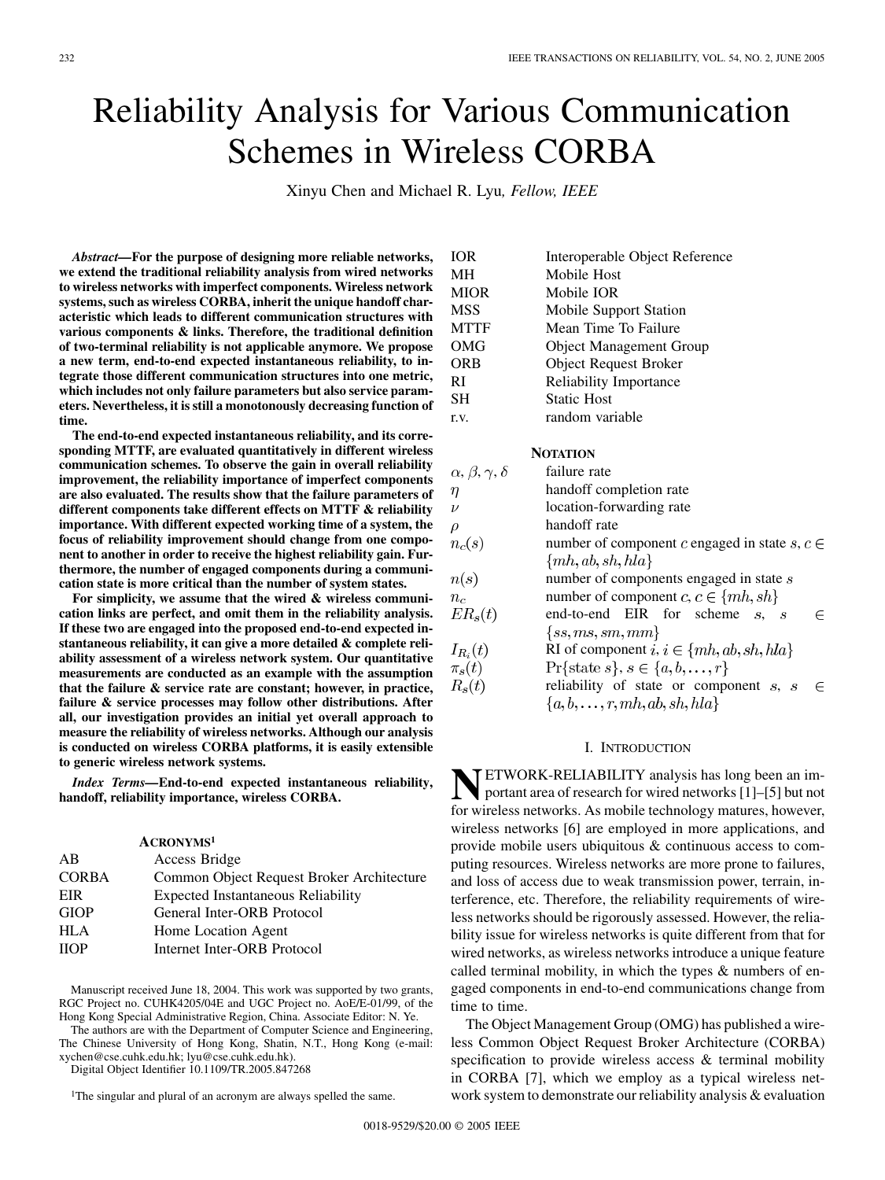# Reliability Analysis for Various Communication Schemes in Wireless CORBA

Xinyu Chen and Michael R. Lyu, *Fellow, IEEE*

***Abstract*—For the purpose of designing more reliable networks, we extend the traditional reliability analysis from wired networks to wireless networks with imperfect components. Wireless network systems, such as wireless CORBA, inherit the unique handoff characteristic which leads to different communication structures with various components & links. Therefore, the traditional definition of two-terminal reliability is not applicable anymore. We propose a new term, end-to-end expected instantaneous reliability, to integrate those different communication structures into one metric, which includes not only failure parameters but also service parameters. Nevertheless, it is still a monotonously decreasing function of time.**

**The end-to-end expected instantaneous reliability, and its corresponding MTTF, are evaluated quantitatively in different wireless communication schemes. To observe the gain in overall reliability improvement, the reliability importance of imperfect components are also evaluated. The results show that the failure parameters of different components take different effects on MTTF & reliability importance. With different expected working time of a system, the focus of reliability improvement should change from one component to another in order to receive the highest reliability gain. Furthermore, the number of engaged components during a communication state is more critical than the number of system states.**

**For simplicity, we assume that the wired & wireless communication links are perfect, and omit them in the reliability analysis. If these two are engaged into the proposed end-to-end expected instantaneous reliability, it can give a more detailed & complete reliability assessment of a wireless network system. Our quantitative measurements are conducted as an example with the assumption that the failure & service rate are constant; however, in practice, failure & service processes may follow other distributions. After all, our investigation provides an initial yet overall approach to measure the reliability of wireless networks. Although our analysis is conducted on wireless CORBA platforms, it is easily extensible to generic wireless network systems.**

***Index Terms*—End-to-end expected instantaneous reliability, handoff, reliability importance, wireless CORBA.**

## ACRONYMS[1]

| | |
|---|---|
| AB | Access Bridge |
| CORBA | Common Object Request Broker Architecture |
| EIR | Expected Instantaneous Reliability |
| GIOP | General Inter-ORB Protocol |
| HLA | Home Location Agent |
| IIOP | Internet Inter-ORB Protocol |
| IOR | Interoperable Object Reference |
| MH | Mobile Host |
| MIOR | Mobile IOR |
| MSS | Mobile Support Station |
| MTTF | Mean Time To Failure |
| OMG | Object Management Group |
| ORB | Object Request Broker |
| RI | Reliability Importance |
| SH | Static Host |
| r.v. | random variable |

## NOTATION

| | |
|---|---|
| $\alpha, \beta, \gamma, \delta$ | failure rate |
| $\eta$ | handoff completion rate |
| $\nu$ | location-forwarding rate |
| $\rho$ | handoff rate |
| $n_c(s)$ | number of component $c$ engaged in state $s$, $c \in \{mh, ab, sh, hla\}$ |
| $n(s)$ | number of components engaged in state $s$ |
| $n_c$ | number of component $c$, $c \in \{mh, sh\}$ |
| $ER_s(t)$ | end-to-end EIR for scheme $s$, $s \in \{ss, ms, sm, mm\}$ |
| $I_{R_i}(t)$ | RI of component $i$, $i \in \{mh, ab, sh, hla\}$ |
| $\pi_s(t)$ | $\Pr\{\text{state } s\}$, $s \in \{a, b, \ldots, r\}$ |
| $R_s(t)$ | reliability of state or component $s$, $s \in \{a, b, \ldots, r, mh, ab, sh, hla\}$ |

## I. Introduction

Network-reliability analysis has long been an important area of research for wired networks [1]–[5] but not for wireless networks. As mobile technology matures, however, wireless networks [6] are employed in more applications, and provide mobile users ubiquitous & continuous access to computing resources. Wireless networks are more prone to failures, and loss of access due to weak transmission power, terrain, interference, etc. Therefore, the reliability requirements of wireless networks should be rigorously assessed. However, the reliability issue for wireless networks is quite different from that for wired networks, as wireless networks introduce a unique feature called terminal mobility, in which the types & numbers of engaged components in end-to-end communications change from time to time.

The Object Management Group (OMG) has published a wireless Common Object Request Broker Architecture (CORBA) specification to provide wireless access & terminal mobility in CORBA [7], which we employ as a typical wireless network system to demonstrate our reliability analysis & evaluation

---

Manuscript received June 18, 2004. This work was supported by two grants, RGC Project no. CUHK4205/04E and UGC Project no. AoE/E-01/99, of the Hong Kong Special Administrative Region, China. Associate Editor: N. Ye.

The authors are with the Department of Computer Science and Engineering, The Chinese University of Hong Kong, Shatin, N.T., Hong Kong (e-mail: xychen@cse.cuhk.edu.hk; lyu@cse.cuhk.edu.hk).

Digital Object Identifier 10.1109/TR.2005.847268

[1]The singular and plural of an acronym are always spelled the same.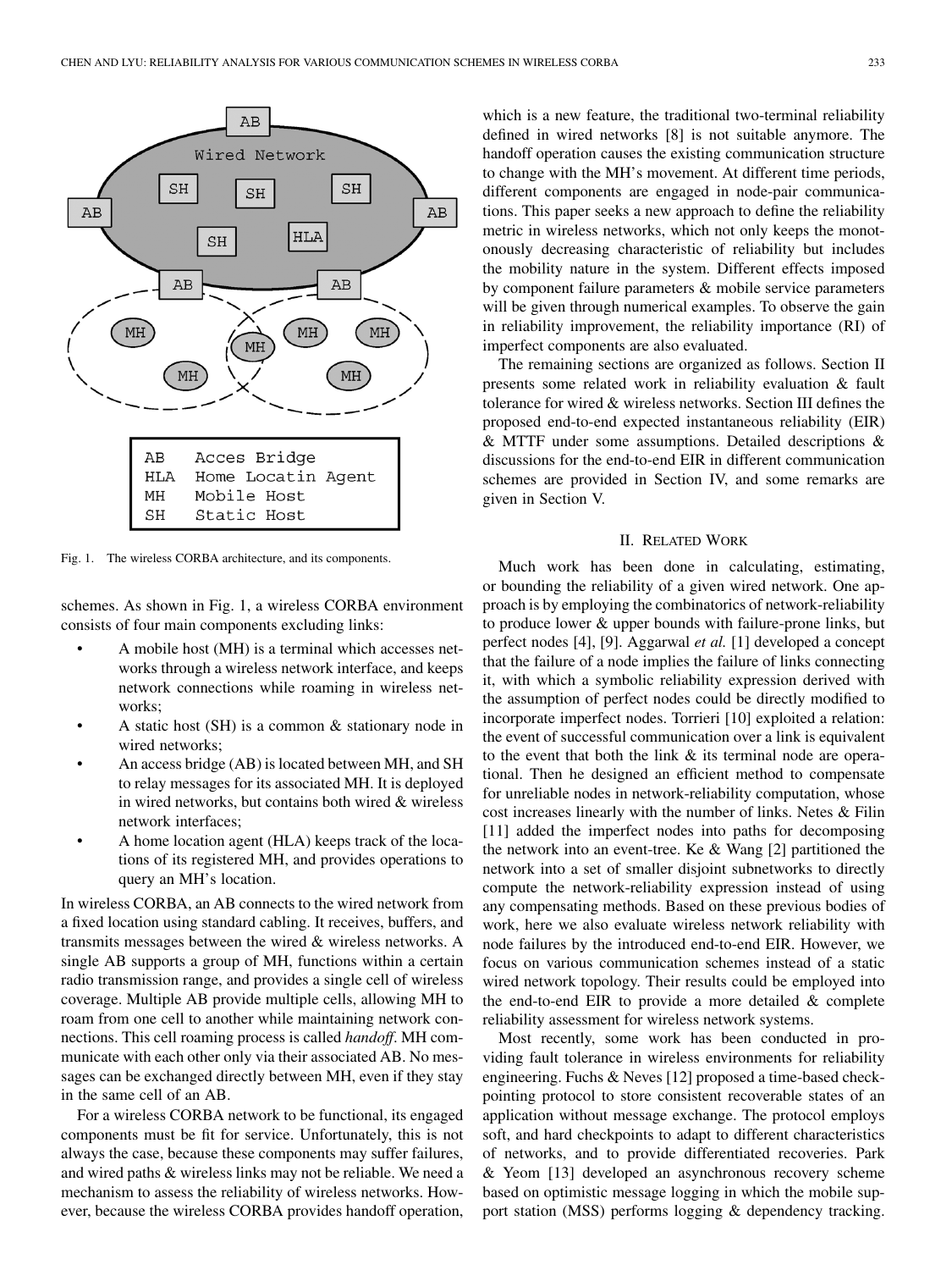Fig. 1. The wireless CORBA architecture, and its components.

schemes. As shown in Fig. 1, a wireless CORBA environment consists of four main components excluding links:

- A mobile host (MH) is a terminal which accesses networks through a wireless network interface, and keeps network connections while roaming in wireless networks;
- A static host (SH) is a common & stationary node in wired networks;
- An access bridge (AB) is located between MH, and SH to relay messages for its associated MH. It is deployed in wired networks, but contains both wired & wireless network interfaces;
- A home location agent (HLA) keeps track of the locations of its registered MH, and provides operations to query an MH's location.

In wireless CORBA, an AB connects to the wired network from a fixed location using standard cabling. It receives, buffers, and transmits messages between the wired & wireless networks. A single AB supports a group of MH, functions within a certain radio transmission range, and provides a single cell of wireless coverage. Multiple AB provide multiple cells, allowing MH to roam from one cell to another while maintaining network connections. This cell roaming process is called *handoff*. MH communicate with each other only via their associated AB. No messages can be exchanged directly between MH, even if they stay in the same cell of an AB.

For a wireless CORBA network to be functional, its engaged components must be fit for service. Unfortunately, this is not always the case, because these components may suffer failures, and wired paths & wireless links may not be reliable. We need a mechanism to assess the reliability of wireless networks. However, because the wireless CORBA provides handoff operation, which is a new feature, the traditional two-terminal reliability defined in wired networks [8] is not suitable anymore. The handoff operation causes the existing communication structure to change with the MH's movement. At different time periods, different components are engaged in node-pair communications. This paper seeks a new approach to define the reliability metric in wireless networks, which not only keeps the monotonously decreasing characteristic of reliability but includes the mobility nature in the system. Different effects imposed by component failure parameters & mobile service parameters will be given through numerical examples. To observe the gain in reliability improvement, the reliability importance (RI) of imperfect components are also evaluated.

The remaining sections are organized as follows. Section II presents some related work in reliability evaluation & fault tolerance for wired & wireless networks. Section III defines the proposed end-to-end expected instantaneous reliability (EIR) & MTTF under some assumptions. Detailed descriptions & discussions for the end-to-end EIR in different communication schemes are provided in Section IV, and some remarks are given in Section V.

## II. Related Work

Much work has been done in calculating, estimating, or bounding the reliability of a given wired network. One approach is by employing the combinatorics of network-reliability to produce lower & upper bounds with failure-prone links, but perfect nodes [4], [9]. Aggarwal *et al.* [1] developed a concept that the failure of a node implies the failure of links connecting it, with which a symbolic reliability expression derived with the assumption of perfect nodes could be directly modified to incorporate imperfect nodes. Torrieri [10] exploited a relation: the event of successful communication over a link is equivalent to the event that both the link & its terminal node are operational. Then he designed an efficient method to compensate for unreliable nodes in network-reliability computation, whose cost increases linearly with the number of links. Netes & Filin [11] added the imperfect nodes into paths for decomposing the network into an event-tree. Ke & Wang [2] partitioned the network into a set of smaller disjoint subnetworks to directly compute the network-reliability expression instead of using any compensating methods. Based on these previous bodies of work, here we also evaluate wireless network reliability with node failures by the introduced end-to-end EIR. However, we focus on various communication schemes instead of a static wired network topology. Their results could be employed into the end-to-end EIR to provide a more detailed & complete reliability assessment for wireless network systems.

Most recently, some work has been conducted in providing fault tolerance in wireless environments for reliability engineering. Fuchs & Neves [12] proposed a time-based checkpointing protocol to store consistent recoverable states of an application without message exchange. The protocol employs soft, and hard checkpoints to adapt to different characteristics of networks, and to provide differentiated recoveries. Park & Yeom [13] developed an asynchronous recovery scheme based on optimistic message logging in which the mobile support station (MSS) performs logging & dependency tracking.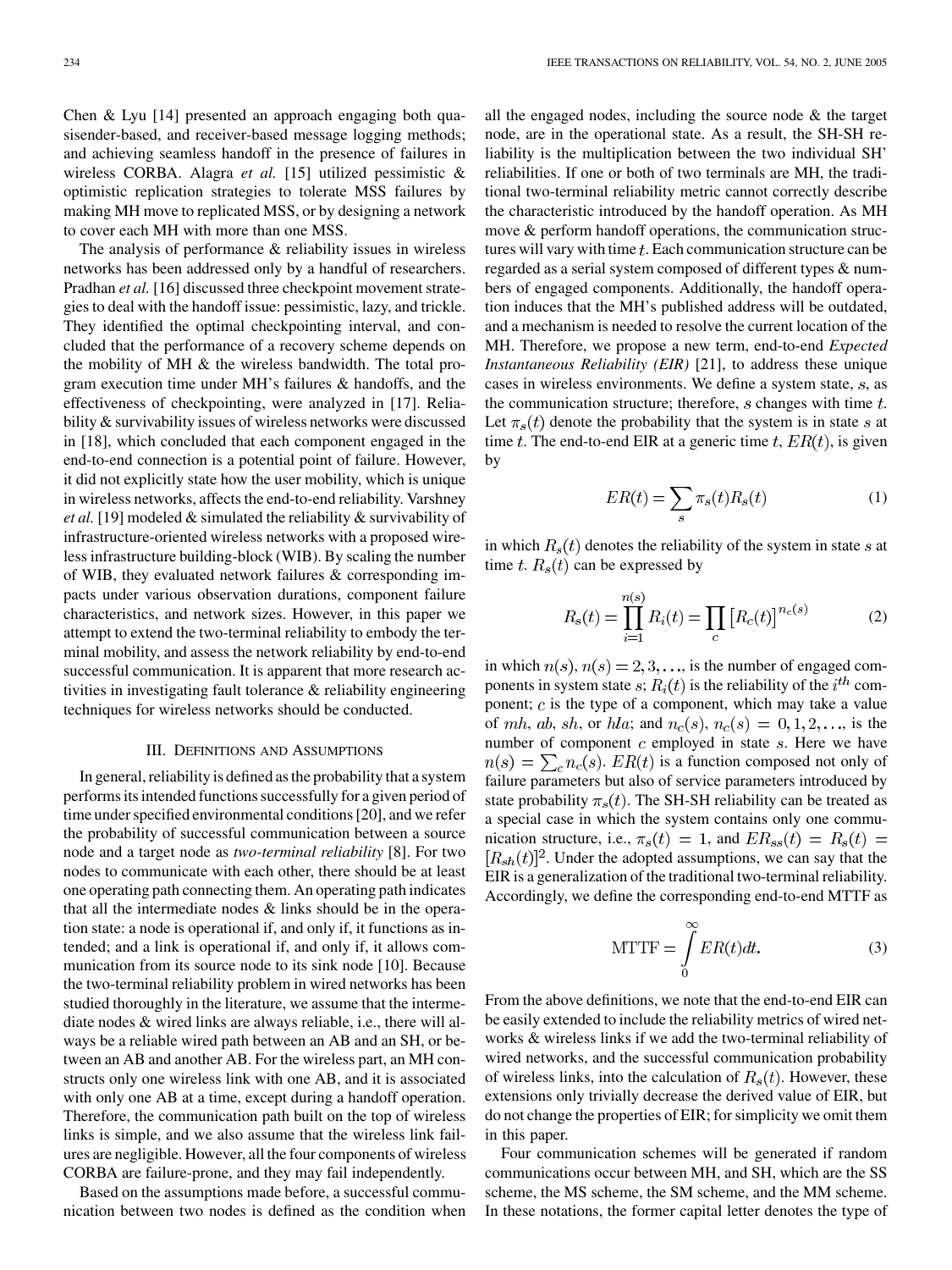Chen & Lyu [14] presented an approach engaging both quasisender-based, and receiver-based message logging methods; and achieving seamless handoff in the presence of failures in wireless CORBA. Alagra *et al.* [15] utilized pessimistic & optimistic replication strategies to tolerate MSS failures by making MH move to replicated MSS, or by designing a network to cover each MH with more than one MSS.

The analysis of performance & reliability issues in wireless networks has been addressed only by a handful of researchers. Pradhan *et al.* [16] discussed three checkpoint movement strategies to deal with the handoff issue: pessimistic, lazy, and trickle. They identified the optimal checkpointing interval, and concluded that the performance of a recovery scheme depends on the mobility of MH & the wireless bandwidth. The total program execution time under MH's failures & handoffs, and the effectiveness of checkpointing, were analyzed in [17]. Reliability & survivability issues of wireless networks were discussed in [18], which concluded that each component engaged in the end-to-end connection is a potential point of failure. However, it did not explicitly state how the user mobility, which is unique in wireless networks, affects the end-to-end reliability. Varshney *et al.* [19] modeled & simulated the reliability & survivability of infrastructure-oriented wireless networks with a proposed wireless infrastructure building-block (WIB). By scaling the number of WIB, they evaluated network failures & corresponding impacts under various observation durations, component failure characteristics, and network sizes. However, in this paper we attempt to extend the two-terminal reliability to embody the terminal mobility, and assess the network reliability by end-to-end successful communication. It is apparent that more research activities in investigating fault tolerance & reliability engineering techniques for wireless networks should be conducted.

## III. Definitions and Assumptions

In general, reliability is defined as the probability that a system performs its intended functions successfully for a given period of time under specified environmental conditions [20], and we refer the probability of successful communication between a source node and a target node as *two-terminal reliability* [8]. For two nodes to communicate with each other, there should be at least one operating path connecting them. An operating path indicates that all the intermediate nodes & links should be in the operation state: a node is operational if, and only if, it functions as intended; and a link is operational if, and only if, it allows communication from its source node to its sink node [10]. Because the two-terminal reliability problem in wired networks has been studied thoroughly in the literature, we assume that the intermediate nodes & wired links are always reliable, i.e., there will always be a reliable wired path between an AB and an SH, or between an AB and another AB. For the wireless part, an MH constructs only one wireless link with one AB, and it is associated with only one AB at a time, except during a handoff operation. Therefore, the communication path built on the top of wireless links is simple, and we also assume that the wireless link failures are negligible. However, all the four components of wireless CORBA are failure-prone, and they may fail independently.

Based on the assumptions made before, a successful communication between two nodes is defined as the condition when all the engaged nodes, including the source node & the target node, are in the operational state. As a result, the SH-SH reliability is the multiplication between the two individual SH' reliabilities. If one or both of two terminals are MH, the traditional two-terminal reliability metric cannot correctly describe the characteristic introduced by the handoff operation. As MH move & perform handoff operations, the communication structures will vary with time $t$. Each communication structure can be regarded as a serial system composed of different types & numbers of engaged components. Additionally, the handoff operation induces that the MH's published address will be outdated, and a mechanism is needed to resolve the current location of the MH. Therefore, we propose a new term, end-to-end *Expected Instantaneous Reliability (EIR)* [21], to address these unique cases in wireless environments. We define a system state, $s$, as the communication structure; therefore, $s$ changes with time $t$. Let $\pi_s(t)$ denote the probability that the system is in state $s$ at time $t$. The end-to-end EIR at a generic time $t$, $ER(t)$, is given by

$$ER(t) = \sum_s \pi_s(t) R_s(t) \tag{1}$$

in which $R_s(t)$ denotes the reliability of the system in state $s$ at time $t$. $R_s(t)$ can be expressed by

$$R_s(t) = \prod_{i=1}^{n(s)} R_i(t) = \prod_c \left[R_c(t)\right]^{n_c(s)} \tag{2}$$

in which $n(s)$, $n(s) = 2, 3, \ldots$, is the number of engaged components in system state $s$; $R_i(t)$ is the reliability of the $i^{th}$ component; $c$ is the type of a component, which may take a value of $mh$, $ab$, $sh$, or $hla$; and $n_c(s)$, $n_c(s) = 0, 1, 2, \ldots$, is the number of component $c$ employed in state $s$. Here we have $n(s) = \sum_c n_c(s)$. $ER(t)$ is a function composed not only of failure parameters but also of service parameters introduced by state probability $\pi_s(t)$. The SH-SH reliability can be treated as a special case in which the system contains only one communication structure, i.e., $\pi_s(t) = 1$, and $ER_{ss}(t) = R_s(t) = [R_{sh}(t)]^2$. Under the adopted assumptions, we can say that the EIR is a generalization of the traditional two-terminal reliability. Accordingly, we define the corresponding end-to-end MTTF as

$$\text{MTTF} = \int_0^\infty ER(t)dt. \tag{3}$$

From the above definitions, we note that the end-to-end EIR can be easily extended to include the reliability metrics of wired networks & wireless links if we add the two-terminal reliability of wired networks, and the successful communication probability of wireless links, into the calculation of $R_s(t)$. However, these extensions only trivially decrease the derived value of EIR, but do not change the properties of EIR; for simplicity we omit them in this paper.

Four communication schemes will be generated if random communications occur between MH, and SH, which are the SS scheme, the MS scheme, the SM scheme, and the MM scheme. In these notations, the former capital letter denotes the type of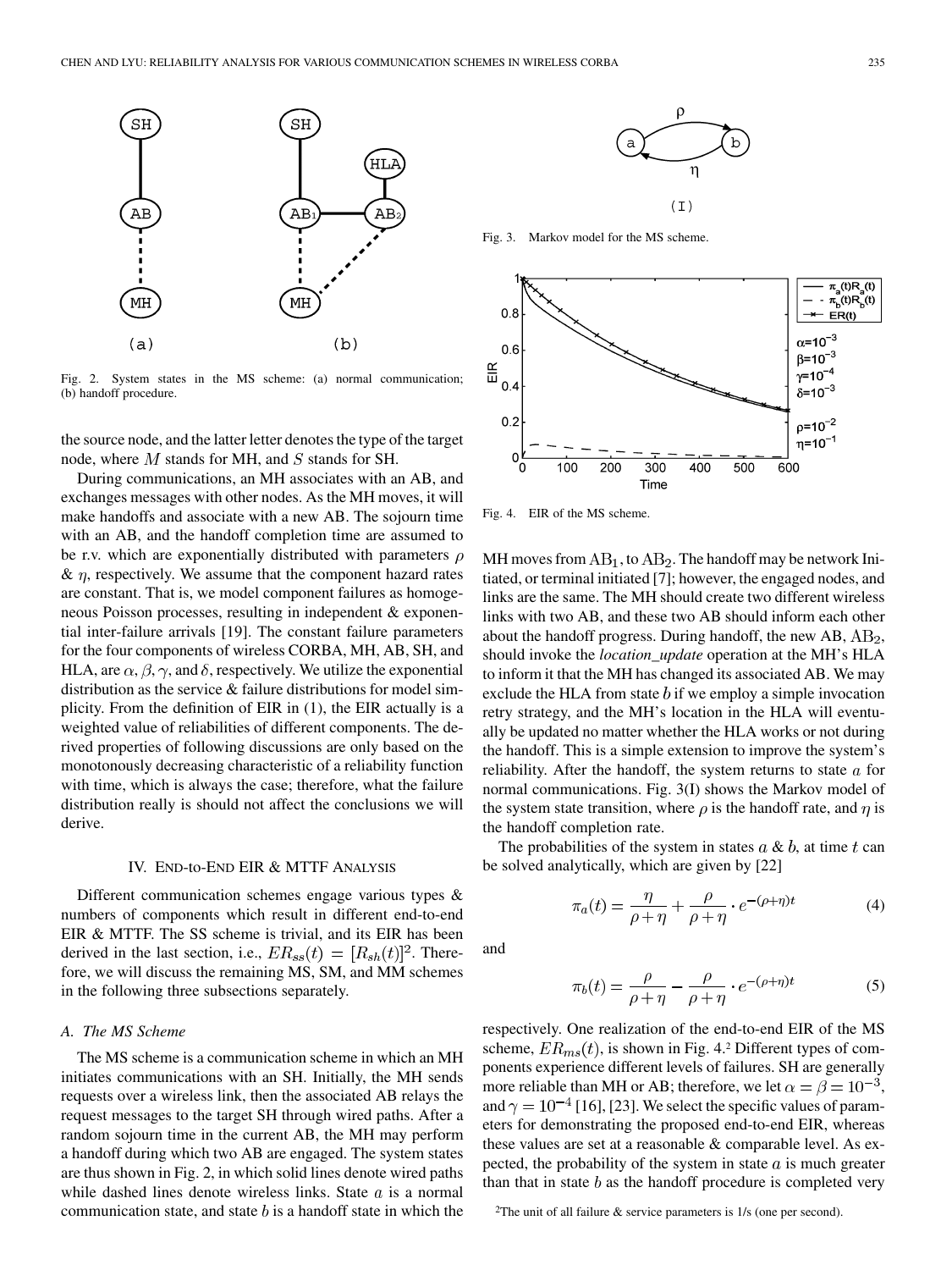Fig. 2. System states in the MS scheme: (a) normal communication; (b) handoff procedure.

the source node, and the latter letter denotes the type of the target node, where $M$ stands for MH, and $S$ stands for SH.

During communications, an MH associates with an AB, and exchanges messages with other nodes. As the MH moves, it will make handoffs and associate with a new AB. The sojourn time with an AB, and the handoff completion time are assumed to be r.v. which are exponentially distributed with parameters $\rho$ & $\eta$, respectively. We assume that the component hazard rates are constant. That is, we model component failures as homogeneous Poisson processes, resulting in independent & exponential inter-failure arrivals [19]. The constant failure parameters for the four components of wireless CORBA, MH, AB, SH, and HLA, are $\alpha, \beta, \gamma$, and $\delta$, respectively. We utilize the exponential distribution as the service & failure distributions for model simplicity. From the definition of EIR in (1), the EIR actually is a weighted value of reliabilities of different components. The derived properties of following discussions are only based on the monotonously decreasing characteristic of a reliability function with time, which is always the case; therefore, what the failure distribution really is should not affect the conclusions we will derive.

## IV. End-to-End EIR & MTTF Analysis

Different communication schemes engage various types & numbers of components which result in different end-to-end EIR & MTTF. The SS scheme is trivial, and its EIR has been derived in the last section, i.e., $ER_{ss}(t) = [R_{sh}(t)]^2$. Therefore, we will discuss the remaining MS, SM, and MM schemes in the following three subsections separately.

### A. The MS Scheme

The MS scheme is a communication scheme in which an MH initiates communications with an SH. Initially, the MH sends requests over a wireless link, then the associated AB relays the request messages to the target SH through wired paths. After a random sojourn time in the current AB, the MH may perform a handoff during which two AB are engaged. The system states are thus shown in Fig. 2, in which solid lines denote wired paths while dashed lines denote wireless links. State $a$ is a normal communication state, and state $b$ is a handoff state in which the MH moves from $\mathrm{AB}_1$, to $\mathrm{AB}_2$. The handoff may be network Initiated, or terminal initiated [7]; however, the engaged nodes, and links are the same. The MH should create two different wireless links with two AB, and these two AB should inform each other about the handoff progress. During handoff, the new AB, $\mathrm{AB}_2$, should invoke the *location_update* operation at the MH's HLA to inform it that the MH has changed its associated AB. We may exclude the HLA from state $b$ if we employ a simple invocation retry strategy, and the MH's location in the HLA will eventually be updated no matter whether the HLA works or not during the handoff. This is a simple extension to improve the system's reliability. After the handoff, the system returns to state $a$ for normal communications. Fig. 3(I) shows the Markov model of the system state transition, where $\rho$ is the handoff rate, and $\eta$ is the handoff completion rate.

Fig. 3. Markov model for the MS scheme.

Fig. 4. EIR of the MS scheme.

The probabilities of the system in states $a$ & $b$, at time $t$ can be solved analytically, which are given by [22]

$$\pi_a(t) = \frac{\eta}{\rho+\eta} + \frac{\rho}{\rho+\eta} \cdot e^{-(\rho+\eta)t} \tag{4}$$

and

$$\pi_b(t) = \frac{\rho}{\rho+\eta} - \frac{\rho}{\rho+\eta} \cdot e^{-(\rho+\eta)t} \tag{5}$$

respectively. One realization of the end-to-end EIR of the MS scheme, $ER_{ms}(t)$, is shown in Fig. 4.[2] Different types of components experience different levels of failures. SH are generally more reliable than MH or AB; therefore, we let $\alpha = \beta = 10^{-3}$, and $\gamma = 10^{-4}$ [16], [23]. We select the specific values of parameters for demonstrating the proposed end-to-end EIR, whereas these values are set at a reasonable & comparable level. As expected, the probability of the system in state $a$ is much greater than that in state $b$ as the handoff procedure is completed very

[2]The unit of all failure & service parameters is 1/s (one per second).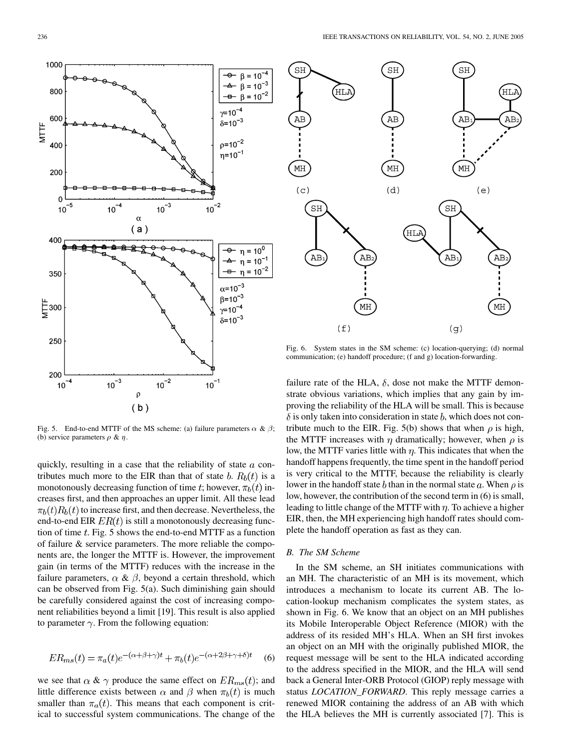Fig. 5. End-to-end MTTF of the MS scheme: (a) failure parameters $\alpha$ & $\beta$; (b) service parameters $\rho$ & $\eta$.

Fig. 6. System states in the SM scheme: (c) location-querying; (d) normal communication; (e) handoff procedure; (f and g) location-forwarding.

quickly, resulting in a case that the reliability of state $a$ contributes much more to the EIR than that of state $b$. $R_b(t)$ is a monotonously decreasing function of time $t$; however, $\pi_b(t)$ increases first, and then approaches an upper limit. All these lead $\pi_b(t)R_b(t)$ to increase first, and then decrease. Nevertheless, the end-to-end EIR $ER(t)$ is still a monotonously decreasing function of time $t$. Fig. 5 shows the end-to-end MTTF as a function of failure & service parameters. The more reliable the components are, the longer the MTTF is. However, the improvement gain (in terms of the MTTF) reduces with the increase in the failure parameters, $\alpha$ & $\beta$, beyond a certain threshold, which can be observed from Fig. 5(a). Such diminishing gain should be carefully considered against the cost of increasing component reliabilities beyond a limit [19]. This result is also applied to parameter $\gamma$. From the following equation:

$$ER_{ms}(t) = \pi_a(t)e^{-(\alpha+\beta+\gamma)t} + \pi_b(t)e^{-(\alpha+2\beta+\gamma+\delta)t} \quad (6)$$

we see that $\alpha$ & $\gamma$ produce the same effect on $ER_{ms}(t)$; and little difference exists between $\alpha$ and $\beta$ when $\pi_b(t)$ is much smaller than $\pi_a(t)$. This means that each component is critical to successful system communications. The change of the failure rate of the HLA, $\delta$, dose not make the MTTF demonstrate obvious variations, which implies that any gain by improving the reliability of the HLA will be small. This is because $\delta$ is only taken into consideration in state $b$, which does not contribute much to the EIR. Fig. 5(b) shows that when $\rho$ is high, the MTTF increases with $\eta$ dramatically; however, when $\rho$ is low, the MTTF varies little with $\eta$. This indicates that when the handoff happens frequently, the time spent in the handoff period is very critical to the MTTF, because the reliability is clearly lower in the handoff state $b$ than in the normal state $a$. When $\rho$ is low, however, the contribution of the second term in (6) is small, leading to little change of the MTTF with $\eta$. To achieve a higher EIR, then, the MH experiencing high handoff rates should complete the handoff operation as fast as they can.

### B. The SM Scheme

In the SM scheme, an SH initiates communications with an MH. The characteristic of an MH is its movement, which introduces a mechanism to locate its current AB. The location-lookup mechanism complicates the system states, as shown in Fig. 6. We know that an object on an MH publishes its Mobile Interoperable Object Reference (MIOR) with the address of its resided MH's HLA. When an SH first invokes an object on an MH with the originally published MIOR, the request message will be sent to the HLA indicated according to the address specified in the MIOR, and the HLA will send back a General Inter-ORB Protocol (GIOP) reply message with status *LOCATION_FORWARD*. This reply message carries a renewed MIOR containing the address of an AB with which the HLA believes the MH is currently associated [7]. This is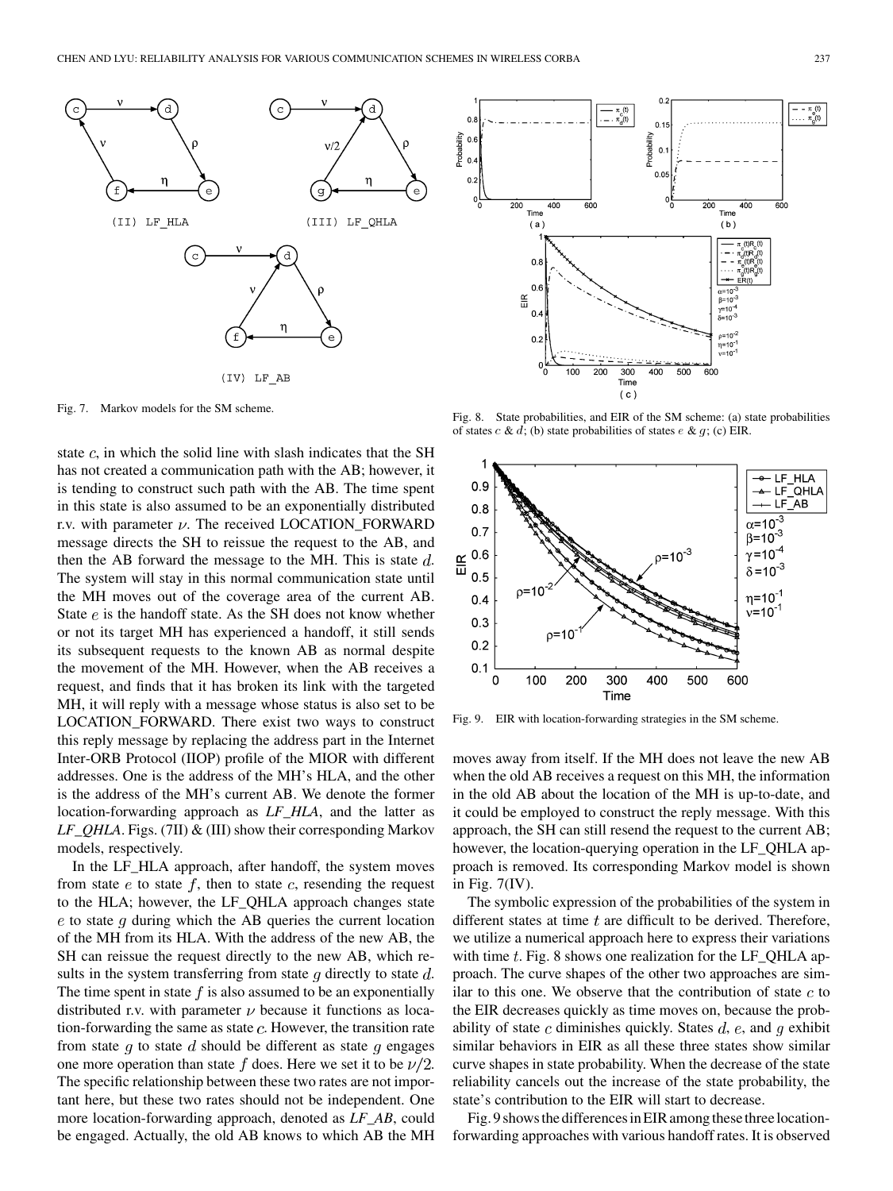Fig. 7. Markov models for the SM scheme.

Fig. 8. State probabilities, and EIR of the SM scheme: (a) state probabilities of states $c$ & $d$; (b) state probabilities of states $e$ & $g$; (c) EIR.

state $c$, in which the solid line with slash indicates that the SH has not created a communication path with the AB; however, it is tending to construct such path with the AB. The time spent in this state is also assumed to be an exponentially distributed r.v. with parameter $\nu$. The received LOCATION_FORWARD message directs the SH to reissue the request to the AB, and then the AB forward the message to the MH. This is state $d$. The system will stay in this normal communication state until the MH moves out of the coverage area of the current AB. State $e$ is the handoff state. As the SH does not know whether or not its target MH has experienced a handoff, it still sends its subsequent requests to the known AB as normal despite the movement of the MH. However, when the AB receives a request, and finds that it has broken its link with the targeted MH, it will reply with a message whose status is also set to be LOCATION_FORWARD. There exist two ways to construct this reply message by replacing the address part in the Internet Inter-ORB Protocol (IIOP) profile of the MIOR with different addresses. One is the address of the MH's HLA, and the other is the address of the MH's current AB. We denote the former location-forwarding approach as *LF_HLA*, and the latter as *LF_QHLA*. Figs. (7II) & (III) show their corresponding Markov models, respectively.

In the LF_HLA approach, after handoff, the system moves from state $e$ to state $f$, then to state $c$, resending the request to the HLA; however, the LF_QHLA approach changes state $e$ to state $g$ during which the AB queries the current location of the MH from its HLA. With the address of the new AB, the SH can reissue the request directly to the new AB, which results in the system transferring from state $g$ directly to state $d$. The time spent in state $f$ is also assumed to be an exponentially distributed r.v. with parameter $\nu$ because it functions as location-forwarding the same as state $c$. However, the transition rate from state $g$ to state $d$ should be different as state $g$ engages one more operation than state $f$ does. Here we set it to be $\nu/2$. The specific relationship between these two rates are not important here, but these two rates should not be independent. One more location-forwarding approach, denoted as *LF_AB*, could be engaged. Actually, the old AB knows to which AB the MH moves away from itself. If the MH does not leave the new AB when the old AB receives a request on this MH, the information in the old AB about the location of the MH is up-to-date, and it could be employed to construct the reply message. With this approach, the SH can still resend the request to the current AB; however, the location-querying operation in the LF_QHLA approach is removed. Its corresponding Markov model is shown in Fig. 7(IV).

Fig. 9. EIR with location-forwarding strategies in the SM scheme.

The symbolic expression of the probabilities of the system in different states at time $t$ are difficult to be derived. Therefore, we utilize a numerical approach here to express their variations with time $t$. Fig. 8 shows one realization for the LF_QHLA approach. The curve shapes of the other two approaches are similar to this one. We observe that the contribution of state $c$ to the EIR decreases quickly as time moves on, because the probability of state $c$ diminishes quickly. States $d$, $e$, and $g$ exhibit similar behaviors in EIR as all these three states show similar curve shapes in state probability. When the decrease of the state reliability cancels out the increase of the state probability, the state's contribution to the EIR will start to decrease.

Fig. 9 shows the differences in EIR among these three location-forwarding approaches with various handoff rates. It is observed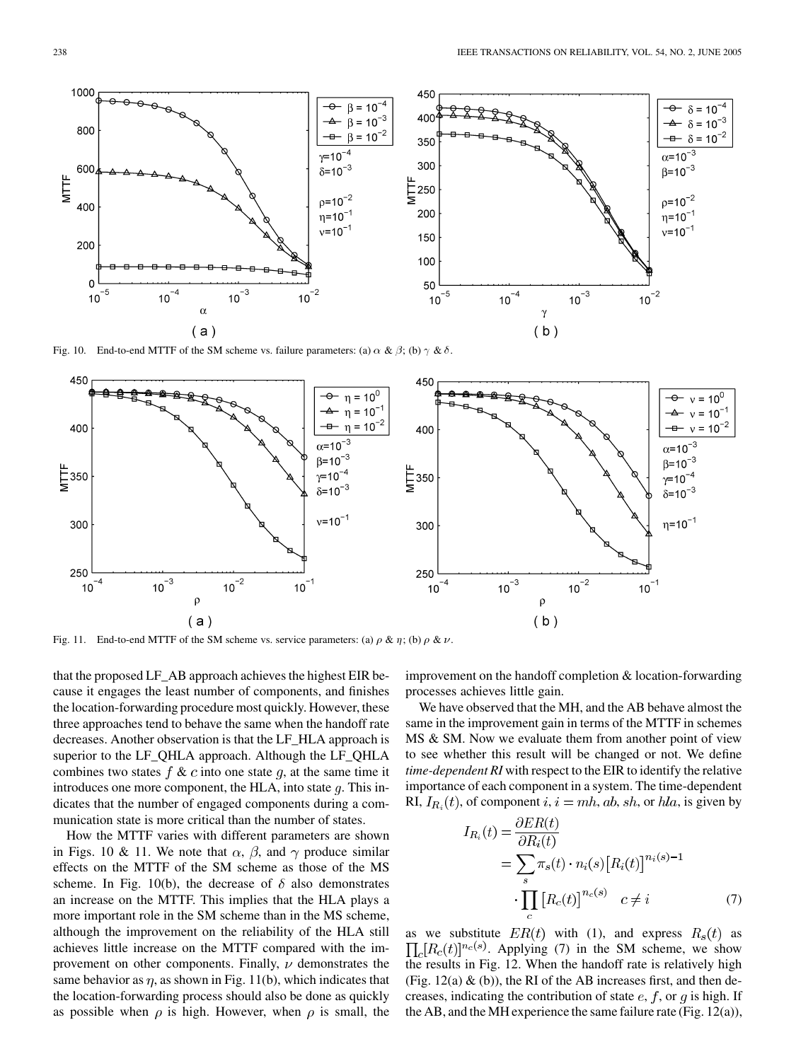Fig. 10. End-to-end MTTF of the SM scheme vs. failure parameters: (a) $\alpha$ & $\beta$; (b) $\gamma$ & $\delta$.

Fig. 11. End-to-end MTTF of the SM scheme vs. service parameters: (a) $\rho$ & $\eta$; (b) $\rho$ & $\nu$.

that the proposed LF_AB approach achieves the highest EIR because it engages the least number of components, and finishes the location-forwarding procedure most quickly. However, these three approaches tend to behave the same when the handoff rate decreases. Another observation is that the LF_HLA approach is superior to the LF_QHLA approach. Although the LF_QHLA combines two states $f$ & $c$ into one state $g$, at the same time it introduces one more component, the HLA, into state $g$. This indicates that the number of engaged components during a communication state is more critical than the number of states.

How the MTTF varies with different parameters are shown in Figs. 10 & 11. We note that $\alpha$, $\beta$, and $\gamma$ produce similar effects on the MTTF of the SM scheme as those of the MS scheme. In Fig. 10(b), the decrease of $\delta$ also demonstrates an increase on the MTTF. This implies that the HLA plays a more important role in the SM scheme than in the MS scheme, although the improvement on the reliability of the HLA still achieves little increase on the MTTF compared with the improvement on other components. Finally, $\nu$ demonstrates the same behavior as $\eta$, as shown in Fig. 11(b), which indicates that the location-forwarding process should also be done as quickly as possible when $\rho$ is high. However, when $\rho$ is small, the improvement on the handoff completion & location-forwarding processes achieves little gain.

We have observed that the MH, and the AB behave almost the same in the improvement gain in terms of the MTTF in schemes MS & SM. Now we evaluate them from another point of view to see whether this result will be changed or not. We define *time-dependent RI* with respect to the EIR to identify the relative importance of each component in a system. The time-dependent RI, $I_{R_i}(t)$, of component $i$, $i = mh, ab, sh$, or $hla$, is given by

$$I_{R_i}(t) = \frac{\partial ER(t)}{\partial R_i(t)} = \sum_s \pi_s(t) \cdot n_i(s) \left[R_i(t)\right]^{n_i(s)-1} \cdot \prod_c \left[R_c(t)\right]^{n_c(s)} \quad c \neq i \tag{7}$$

as we substitute $ER(t)$ with (1), and express $R_s(t)$ as $\prod_c [R_c(t)]^{n_c(s)}$. Applying (7) in the SM scheme, we show the results in Fig. 12. When the handoff rate is relatively high (Fig. 12(a) & (b)), the RI of the AB increases first, and then decreases, indicating the contribution of state $e$, $f$, or $g$ is high. If the AB, and the MH experience the same failure rate (Fig. 12(a)),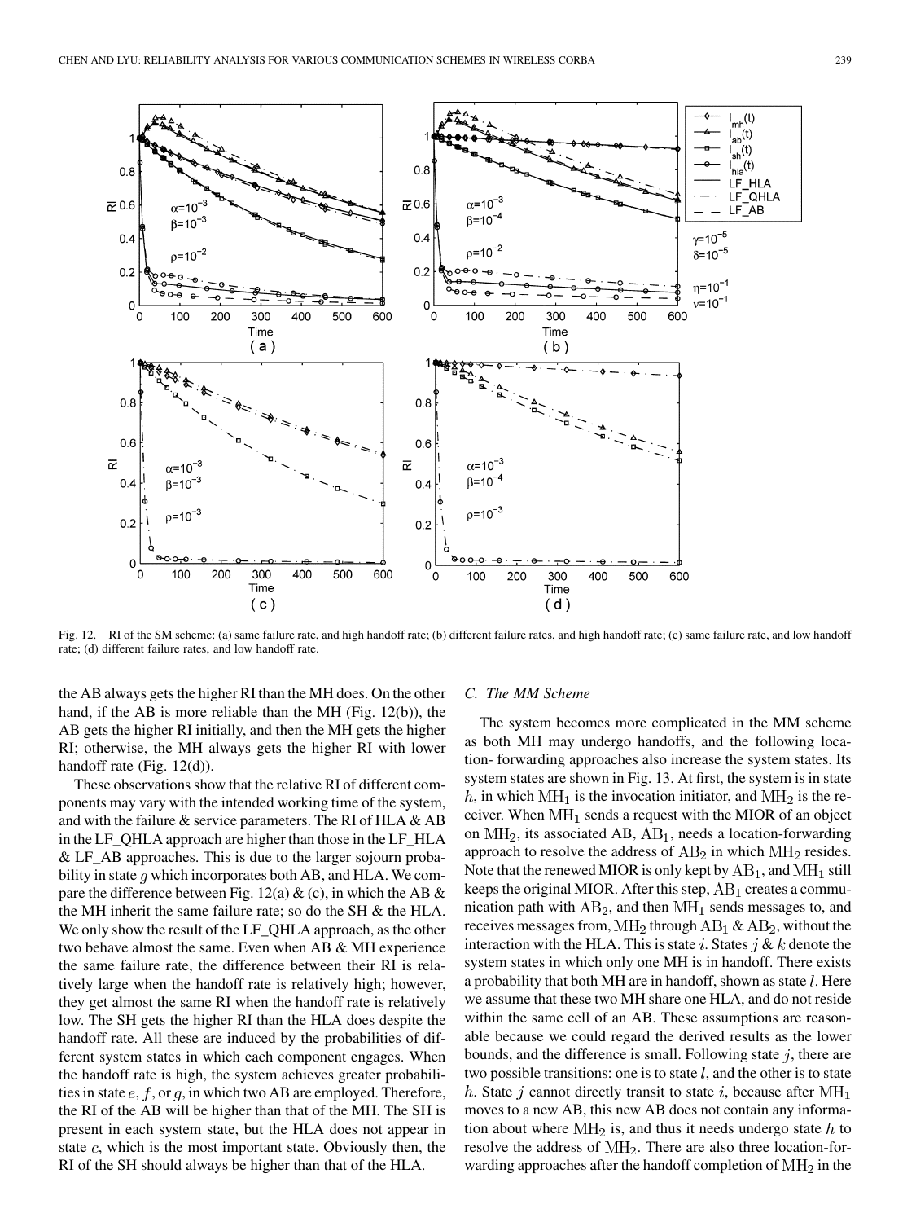Fig. 12. RI of the SM scheme: (a) same failure rate, and high handoff rate; (b) different failure rates, and high handoff rate; (c) same failure rate, and low handoff rate; (d) different failure rates, and low handoff rate.

the AB always gets the higher RI than the MH does. On the other hand, if the AB is more reliable than the MH (Fig. 12(b)), the AB gets the higher RI initially, and then the MH gets the higher RI; otherwise, the MH always gets the higher RI with lower handoff rate (Fig. 12(d)).

These observations show that the relative RI of different components may vary with the intended working time of the system, and with the failure & service parameters. The RI of HLA & AB in the LF_QHLA approach are higher than those in the LF_HLA & LF_AB approaches. This is due to the larger sojourn probability in state $g$ which incorporates both AB, and HLA. We compare the difference between Fig. 12(a) & (c), in which the AB & the MH inherit the same failure rate; so do the SH & the HLA. We only show the result of the LF_QHLA approach, as the other two behave almost the same. Even when AB & MH experience the same failure rate, the difference between their RI is relatively large when the handoff rate is relatively high; however, they get almost the same RI when the handoff rate is relatively low. The SH gets the higher RI than the HLA does despite the handoff rate. All these are induced by the probabilities of different system states in which each component engages. When the handoff rate is high, the system achieves greater probabilities in state $e$, $f$, or $g$, in which two AB are employed. Therefore, the RI of the AB will be higher than that of the MH. The SH is present in each system state, but the HLA does not appear in state $c$, which is the most important state. Obviously then, the RI of the SH should always be higher than that of the HLA.

### C. The MM Scheme

The system becomes more complicated in the MM scheme as both MH may undergo handoffs, and the following location- forwarding approaches also increase the system states. Its system states are shown in Fig. 13. At first, the system is in state $h$, in which $\mathrm{MH}_1$ is the invocation initiator, and $\mathrm{MH}_2$ is the receiver. When $\mathrm{MH}_1$ sends a request with the MIOR of an object on $\mathrm{MH}_2$, its associated AB, $\mathrm{AB}_1$, needs a location-forwarding approach to resolve the address of $\mathrm{AB}_2$ in which $\mathrm{MH}_2$ resides. Note that the renewed MIOR is only kept by $\mathrm{AB}_1$, and $\mathrm{MH}_1$ still keeps the original MIOR. After this step, $\mathrm{AB}_1$ creates a communication path with $\mathrm{AB}_2$, and then $\mathrm{MH}_1$ sends messages to, and receives messages from, $\mathrm{MH}_2$ through $\mathrm{AB}_1$ & $\mathrm{AB}_2$, without the interaction with the HLA. This is state $i$. States $j$ & $k$ denote the system states in which only one MH is in handoff. There exists a probability that both MH are in handoff, shown as state $l$. Here we assume that these two MH share one HLA, and do not reside within the same cell of an AB. These assumptions are reasonable because we could regard the derived results as the lower bounds, and the difference is small. Following state $j$, there are two possible transitions: one is to state $l$, and the other is to state $h$. State $j$ cannot directly transit to state $i$, because after $\mathrm{MH}_1$ moves to a new AB, this new AB does not contain any information about where $\mathrm{MH}_2$ is, and thus it needs undergo state $h$ to resolve the address of $\mathrm{MH}_2$. There are also three location-forwarding approaches after the handoff completion of $\mathrm{MH}_2$ in the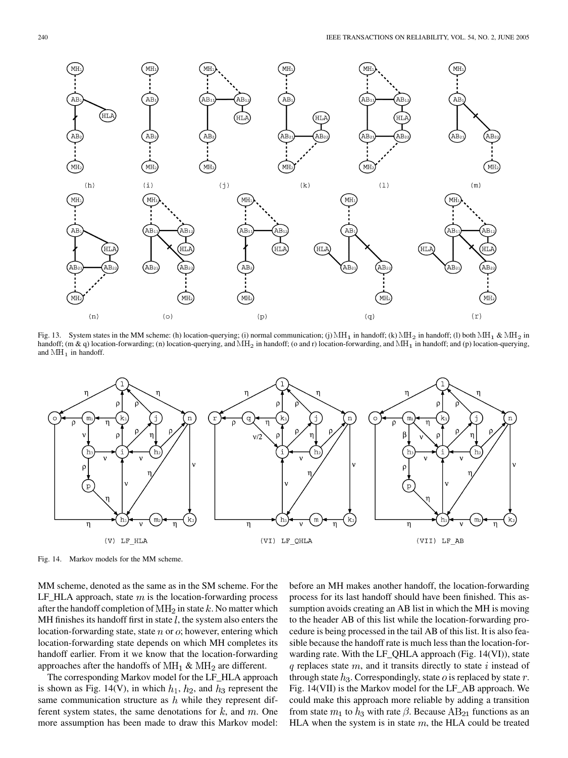Fig. 13. System states in the MM scheme: (h) location-querying; (i) normal communication; (j) $\mathrm{MH}_1$ in handoff; (k) $\mathrm{MH}_2$ in handoff; (l) both $\mathrm{MH}_1$ & $\mathrm{MH}_2$ in handoff; (m & q) location-forwarding; (n) location-querying, and $\mathrm{MH}_2$ in handoff; (o and r) location-forwarding, and $\mathrm{MH}_1$ in handoff; and (p) location-querying, and $\mathrm{MH}_1$ in handoff.

Fig. 14. Markov models for the MM scheme.

MM scheme, denoted as the same as in the SM scheme. For the LF_HLA approach, state $m$ is the location-forwarding process after the handoff completion of $\mathrm{MH}_2$ in state $k$. No matter which MH finishes its handoff first in state $l$, the system also enters the location-forwarding state, state $n$ or $o$; however, entering which location-forwarding state depends on which MH completes its handoff earlier. From it we know that the location-forwarding approaches after the handoffs of $\mathrm{MH}_1$ & $\mathrm{MH}_2$ are different.

The corresponding Markov model for the LF_HLA approach is shown as Fig. 14(V), in which $h_1$, $h_2$, and $h_3$ represent the same communication structure as $h$ while they represent different system states, the same denotations for $k$, and $m$. One more assumption has been made to draw this Markov model: before an MH makes another handoff, the location-forwarding process for its last handoff should have been finished. This assumption avoids creating an AB list in which the MH is moving to the header AB of this list while the location-forwarding procedure is being processed in the tail AB of this list. It is also feasible because the handoff rate is much less than the location-forwarding rate. With the LF_QHLA approach (Fig. 14(VI)), state $q$ replaces state $m$, and it transits directly to state $i$ instead of through state $h_3$. Correspondingly, state $o$ is replaced by state $r$. Fig. 14(VII) is the Markov model for the LF_AB approach. We could make this approach more reliable by adding a transition from state $m_1$ to $h_3$ with rate $\beta$. Because $\mathrm{AB}_{21}$ functions as an HLA when the system is in state $m$, the HLA could be treated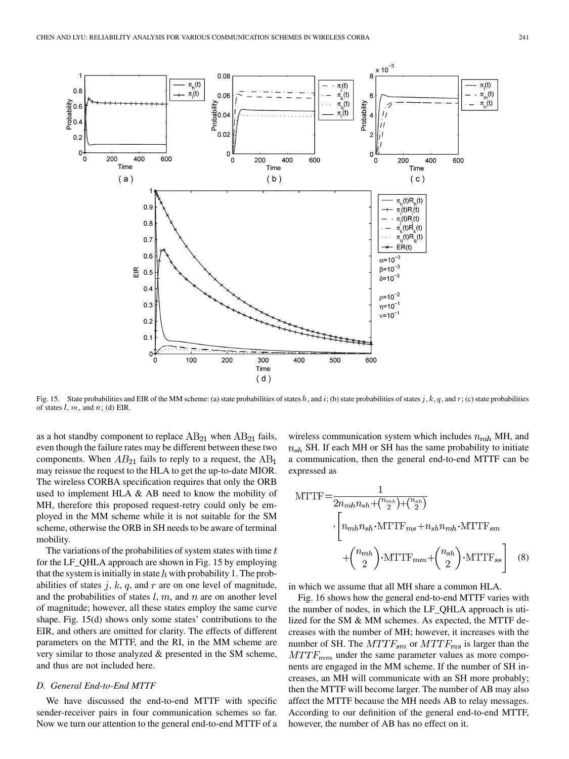Fig. 15. State probabilities and EIR of the MM scheme: (a) state probabilities of states $h$, and $i$; (b) state probabilities of states $j, k, q$, and $r$; (c) state probabilities of states $l$, $m$, and $n$; (d) EIR.

as a hot standby component to replace $\mathrm{AB}_{21}$ when $\mathrm{AB}_{21}$ fails, even though the failure rates may be different between these two components. When $AB_{21}$ fails to reply to a request, the $\mathrm{AB}_1$ may reissue the request to the HLA to get the up-to-date MIOR. The wireless CORBA specification requires that only the ORB used to implement HLA & AB need to know the mobility of MH, therefore this proposed request-retry could only be employed in the MM scheme while it is not suitable for the SM scheme, otherwise the ORB in SH needs to be aware of terminal mobility.

The variations of the probabilities of system states with time $t$ for the LF_QHLA approach are shown in Fig. 15 by employing that the system is initially in state $h$ with probability 1. The probabilities of states $j$, $k$, $q$, and $r$ are on one level of magnitude, and the probabilities of states $l$, $m$, and $n$ are on another level of magnitude; however, all these states employ the same curve shape. Fig. 15(d) shows only some states' contributions to the EIR, and others are omitted for clarity. The effects of different parameters on the MTTF, and the RI, in the MM scheme are very similar to those analyzed & presented in the SM scheme, and thus are not included here.

### D. General End-to-End MTTF

We have discussed the end-to-end MTTF with specific sender-receiver pairs in four communication schemes so far. Now we turn our attention to the general end-to-end MTTF of a wireless communication system which includes $n_{mh}$ MH, and $n_{sh}$ SH. If each MH or SH has the same probability to initiate a communication, then the general end-to-end MTTF can be expressed as

$$\mathrm{MTTF}=\frac{1}{2n_{mh}n_{sh}+\binom{n_{mh}}{2}+\binom{n_{sh}}{2}} \cdot\left[n_{mh}n_{sh}\cdot\mathrm{MTTF}_{ms}+n_{sh}n_{mh}\cdot\mathrm{MTTF}_{sm} +\binom{n_{mh}}{2}\cdot\mathrm{MTTF}_{mm}+\binom{n_{sh}}{2}\cdot\mathrm{MTTF}_{ss}\right] \quad (8)$$

in which we assume that all MH share a common HLA.

Fig. 16 shows how the general end-to-end MTTF varies with the number of nodes, in which the LF_QHLA approach is utilized for the SM & MM schemes. As expected, the MTTF decreases with the number of MH; however, it increases with the number of SH. The $MTTF_{sm}$ or $MTTF_{ms}$ is larger than the $MTTF_{mm}$ under the same parameter values as more components are engaged in the MM scheme. If the number of SH increases, an MH will communicate with an SH more probably; then the MTTF will become larger. The number of AB may also affect the MTTF because the MH needs AB to relay messages. According to our definition of the general end-to-end MTTF, however, the number of AB has no effect on it.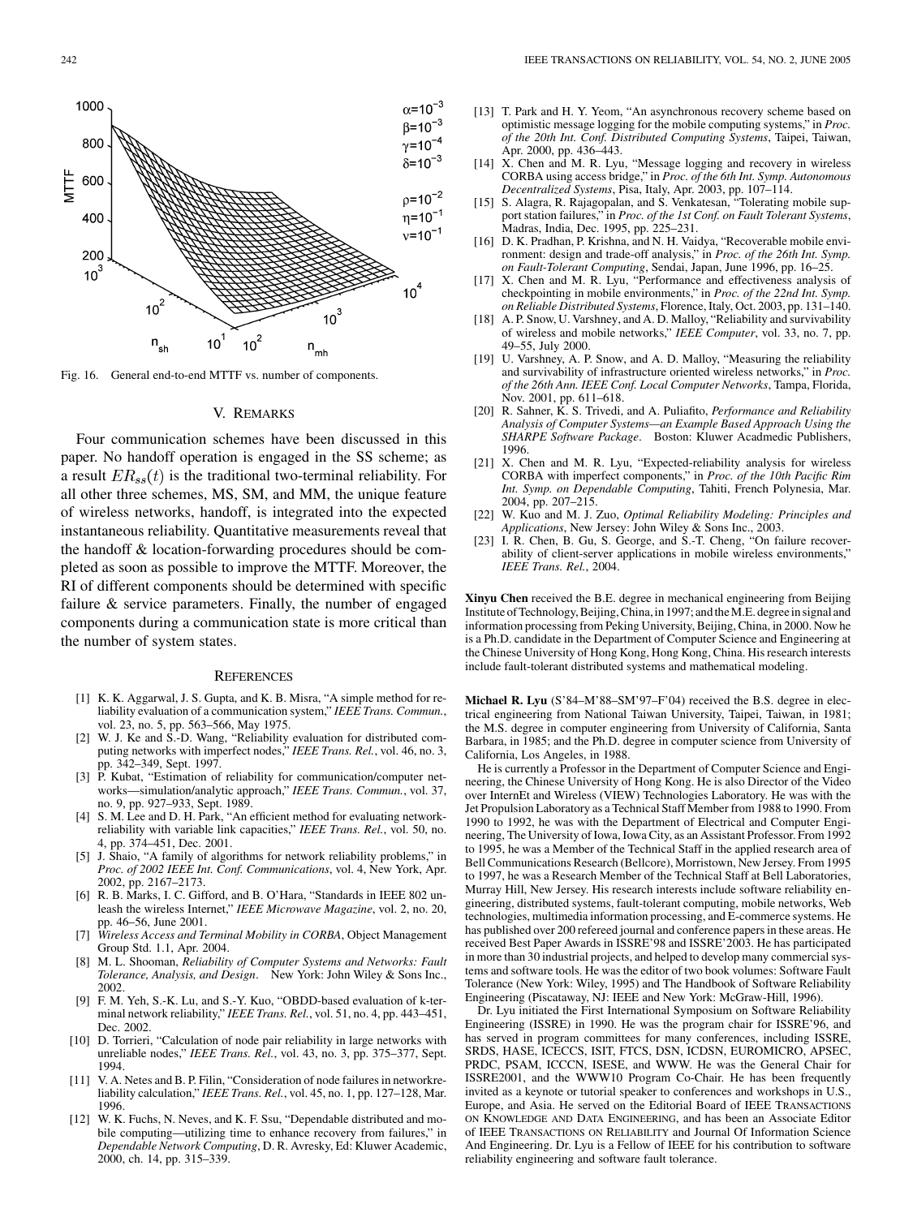1000
800
MTTF
600
400
200
$10^3$
$10^2$
$n_{sh}$
$10^1$
$10^2$
$10^3$
$10^4$
$n_{mh}$

$\alpha=10^{-3}$
$\beta=10^{-3}$
$\gamma=10^{-4}$
$\delta=10^{-3}$

$\rho=10^{-2}$
$\eta=10^{-1}$
$\nu=10^{-1}$

Fig. 16. General end-to-end MTTF vs. number of components.

## V. Remarks

Four communication schemes have been discussed in this paper. No handoff operation is engaged in the SS scheme; as a result $ER_{ss}(t)$ is the traditional two-terminal reliability. For all other three schemes, MS, SM, and MM, the unique feature of wireless networks, handoff, is integrated into the expected instantaneous reliability. Quantitative measurements reveal that the handoff & location-forwarding procedures should be completed as soon as possible to improve the MTTF. Moreover, the RI of different components should be determined with specific failure & service parameters. Finally, the number of engaged components during a communication state is more critical than the number of system states.

## References

[1] K. K. Aggarwal, J. S. Gupta, and K. B. Misra, "A simple method for reliability evaluation of a communication system," *IEEE Trans. Commun.*, vol. 23, no. 5, pp. 563–566, May 1975.

[2] W. J. Ke and S.-D. Wang, "Reliability evaluation for distributed computing networks with imperfect nodes," *IEEE Trans. Rel.*, vol. 46, no. 3, pp. 342–349, Sept. 1997.

[3] P. Kubat, "Estimation of reliability for communication/computer networks—simulation/analytic approach," *IEEE Trans. Commun.*, vol. 37, no. 9, pp. 927–933, Sept. 1989.

[4] S. M. Lee and D. H. Park, "An efficient method for evaluating network-reliability with variable link capacities," *IEEE Trans. Rel.*, vol. 50, no. 4, pp. 374–451, Dec. 2001.

[5] J. Shaio, "A family of algorithms for network reliability problems," in *Proc. of 2002 IEEE Int. Conf. Communications*, vol. 4, New York, Apr. 2002, pp. 2167–2173.

[6] R. B. Marks, I. C. Gifford, and B. O'Hara, "Standards in IEEE 802 unleash the wireless Internet," *IEEE Microwave Magazine*, vol. 2, no. 20, pp. 46–56, June 2001.

[7] *Wireless Access and Terminal Mobility in CORBA*, Object Management Group Std. 1.1, Apr. 2004.

[8] M. L. Shooman, *Reliability of Computer Systems and Networks: Fault Tolerance, Analysis, and Design*. New York: John Wiley & Sons Inc., 2002.

[9] F. M. Yeh, S.-K. Lu, and S.-Y. Kuo, "OBDD-based evaluation of k-terminal network reliability," *IEEE Trans. Rel.*, vol. 51, no. 4, pp. 443–451, Dec. 2002.

[10] D. Torrieri, "Calculation of node pair reliability in large networks with unreliable nodes," *IEEE Trans. Rel.*, vol. 43, no. 3, pp. 375–377, Sept. 1994.

[11] V. A. Netes and B. P. Filin, "Consideration of node failures in networkreliability calculation," *IEEE Trans. Rel.*, vol. 45, no. 1, pp. 127–128, Mar. 1996.

[12] W. K. Fuchs, N. Neves, and K. F. Ssu, "Dependable distributed and mobile computing—utilizing time to enhance recovery from failures," in *Dependable Network Computing*, D. R. Avresky, Ed: Kluwer Academic, 2000, ch. 14, pp. 315–339.

[13] T. Park and H. Y. Yeom, "An asynchronous recovery scheme based on optimistic message logging for the mobile computing systems," in *Proc. of the 20th Int. Conf. Distributed Computing Systems*, Taipei, Taiwan, Apr. 2000, pp. 436–443.

[14] X. Chen and M. R. Lyu, "Message logging and recovery in wireless CORBA using access bridge," in *Proc. of the 6th Int. Symp. Autonomous Decentralized Systems*, Pisa, Italy, Apr. 2003, pp. 107–114.

[15] S. Alagra, R. Rajagopalan, and S. Venkatesan, "Tolerating mobile support station failures," in *Proc. of the 1st Conf. on Fault Tolerant Systems*, Madras, India, Dec. 1995, pp. 225–231.

[16] D. K. Pradhan, P. Krishna, and N. H. Vaidya, "Recoverable mobile environment: design and trade-off analysis," in *Proc. of the 26th Int. Symp. on Fault-Tolerant Computing*, Sendai, Japan, June 1996, pp. 16–25.

[17] X. Chen and M. R. Lyu, "Performance and effectiveness analysis of checkpointing in mobile environments," in *Proc. of the 22nd Int. Symp. on Reliable Distributed Systems*, Florence, Italy, Oct. 2003, pp. 131–140.

[18] A. P. Snow, U. Varshney, and A. D. Malloy, "Reliability and survivability of wireless and mobile networks," *IEEE Computer*, vol. 33, no. 7, pp. 49–55, July 2000.

[19] U. Varshney, A. P. Snow, and A. D. Malloy, "Measuring the reliability and survivability of infrastructure oriented wireless networks," in *Proc. of the 26th Ann. IEEE Conf. Local Computer Networks*, Tampa, Florida, Nov. 2001, pp. 611–618.

[20] R. Sahner, K. S. Trivedi, and A. Puliafito, *Performance and Reliability Analysis of Computer Systems—an Example Based Approach Using the SHARPE Software Package*. Boston: Kluwer Acadmedic Publishers, 1996.

[21] X. Chen and M. R. Lyu, "Expected-reliability analysis for wireless CORBA with imperfect components," in *Proc. of the 10th Pacific Rim Int. Symp. on Dependable Computing*, Tahiti, French Polynesia, Mar. 2004, pp. 207–215.

[22] W. Kuo and M. J. Zuo, *Optimal Reliability Modeling: Principles and Applications*, New Jersey: John Wiley & Sons Inc., 2003.

[23] I. R. Chen, B. Gu, S. George, and S.-T. Cheng, "On failure recoverability of client-server applications in mobile wireless environments," *IEEE Trans. Rel.*, 2004.

**Xinyu Chen** received the B.E. degree in mechanical engineering from Beijing Institute of Technology, Beijing, China, in 1997; and the M.E. degree in signal and information processing from Peking University, Beijing, China, in 2000. Now he is a Ph.D. candidate in the Department of Computer Science and Engineering at the Chinese University of Hong Kong, Hong Kong, China. His research interests include fault-tolerant distributed systems and mathematical modeling.

**Michael R. Lyu** (S'84–M'88–SM'97–F'04) received the B.S. degree in electrical engineering from National Taiwan University, Taipei, Taiwan, in 1981; the M.S. degree in computer engineering from University of California, Santa Barbara, in 1985; and the Ph.D. degree in computer science from University of California, Los Angeles, in 1988.

He is currently a Professor in the Department of Computer Science and Engineering, the Chinese University of Hong Kong. He is also Director of the Video over InternEt and Wireless (VIEW) Technologies Laboratory. He was with the Jet Propulsion Laboratory as a Technical Staff Member from 1988 to 1990. From 1990 to 1992, he was with the Department of Electrical and Computer Engineering, The University of Iowa, Iowa City, as an Assistant Professor. From 1992 to 1995, he was a Member of the Technical Staff in the applied research area of Bell Communications Research (Bellcore), Morristown, New Jersey. From 1995 to 1997, he was a Research Member of the Technical Staff at Bell Laboratories, Murray Hill, New Jersey. His research interests include software reliability engineering, distributed systems, fault-tolerant computing, mobile networks, Web technologies, multimedia information processing, and E-commerce systems. He has published over 200 refereed journal and conference papers in these areas. He received Best Paper Awards in ISSRE'98 and ISSRE'2003. He has participated in more than 30 industrial projects, and helped to develop many commercial systems and software tools. He was the editor of two book volumes: Software Fault Tolerance (New York: Wiley, 1995) and The Handbook of Software Reliability Engineering (Piscataway, NJ: IEEE and New York: McGraw-Hill, 1996).

Dr. Lyu initiated the First International Symposium on Software Reliability Engineering (ISSRE) in 1990. He was the program chair for ISSRE'96, and has served in program committees for many conferences, including ISSRE, SRDS, HASE, ICECCS, ISIT, FTCS, DSN, ICDSN, EUROMICRO, APSEC, PRDC, PSAM, ICCCN, ISESE, and WWW. He was the General Chair for ISSRE2001, and the WWW10 Program Co-Chair. He has been frequently invited as a keynote or tutorial speaker to conferences and workshops in U.S., Europe, and Asia. He served on the Editorial Board of IEEE Transactions on Knowledge and Data Engineering, and has been an Associate Editor of IEEE Transactions on Reliability and Journal Of Information Science And Engineering. Dr. Lyu is a Fellow of IEEE for his contribution to software reliability engineering and software fault tolerance.